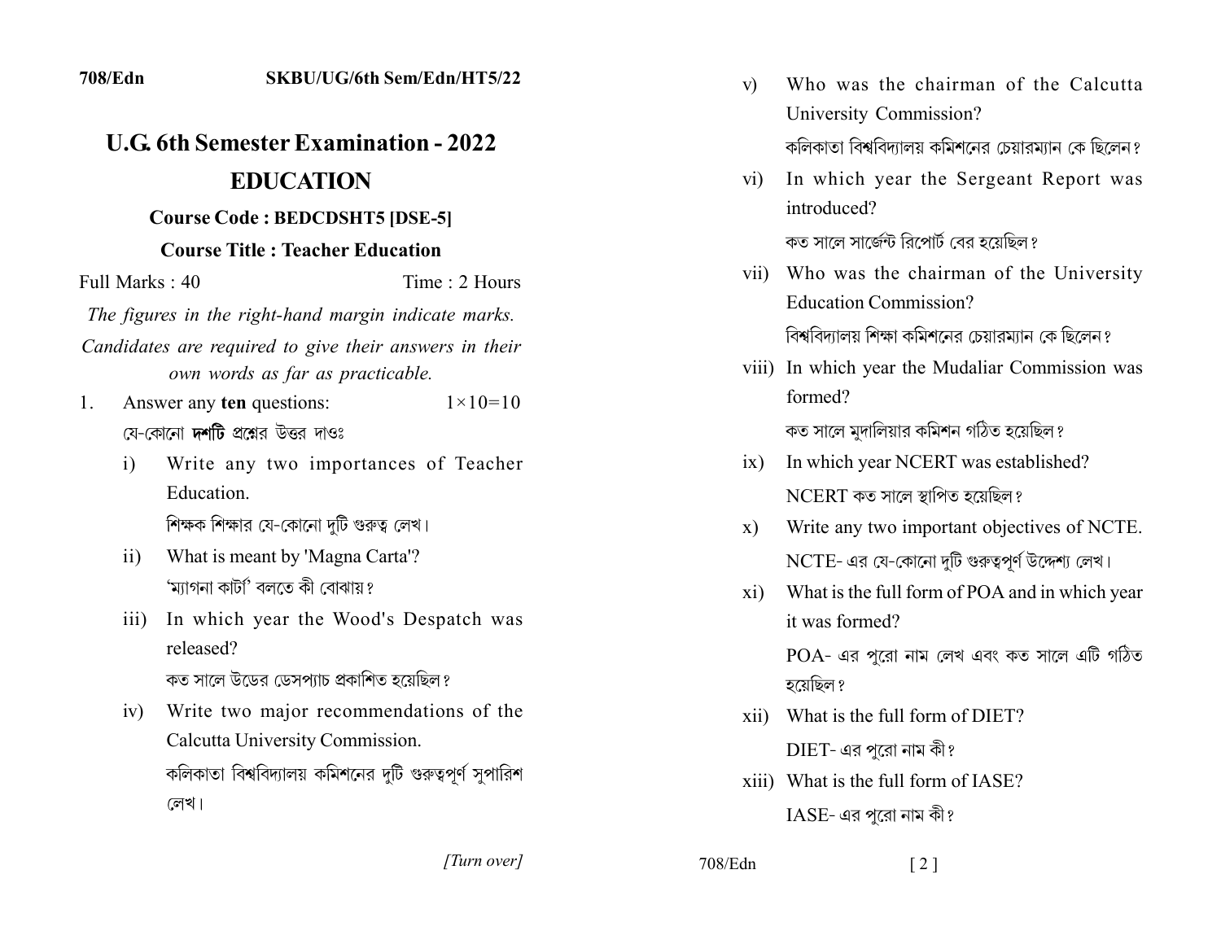708/Edn SKBU/UG/6th Sem/Edn/HT5/22

# U.G. 6th Semester Examination - 2022

## EDUCATION

**Course Code : BEDCDSHT5 [DSE-5]**

**Course Title : Teacher Education**

Full Marks : 40 Time : 2 Hours

*The figures in the right-hand margin indicate marks.*

*Candidates are required to give their answers in their own words as far as practicable.*

1. Answer any **ten** questions: $1 \times 10 = 10$

   যে-কোনো **দশটি** প্রশ্নের উত্তর দাওঃ

   i) Write any two importances of Teacher Education.

   শিক্ষক শিক্ষার যে-কোনো দুটি গুরুত্ব লেখ।

   ii) What is meant by 'Magna Carta'?

   'ম্যাগনা কার্টা' বলতে কী বোঝায়?

   iii) In which year the Wood's Despatch was released?

   কত সালে উডের ডেসপ্যাচ প্রকাশিত হয়েছিল?

   iv) Write two major recommendations of the Calcutta University Commission.

   কলিকাতা বিশ্ববিদ্যালয় কমিশনের দুটি গুরুত্বপূর্ণ সুপারিশ লেখ।

   v) Who was the chairman of the Calcutta University Commission?

   কলিকাতা বিশ্ববিদ্যালয় কমিশনের চেয়ারম্যান কে ছিলেন?

   vi) In which year the Sergeant Report was introduced?

   কত সালে সার্জেন্ট রিপোর্ট বের হয়েছিল?

   vii) Who was the chairman of the University Education Commission?

   বিশ্ববিদ্যালয় শিক্ষা কমিশনের চেয়ারম্যান কে ছিলেন?

   viii) In which year the Mudaliar Commission was formed?

   কত সালে মুদালিয়ার কমিশন গঠিত হয়েছিল?

   ix) In which year NCERT was established?

   NCERT কত সালে স্থাপিত হয়েছিল?

   x) Write any two important objectives of NCTE.

   NCTE- এর যে-কোনো দুটি গুরুত্বপূর্ণ উদ্দেশ্য লেখ।

   xi) What is the full form of POA and in which year it was formed?

   POA- এর পুরো নাম লেখ এবং কত সালে এটি গঠিত হয়েছিল?

   xii) What is the full form of DIET?

   DIET- এর পুরো নাম কী?

   xiii) What is the full form of IASE?

   IASE- এর পুরো নাম কী?

[Turn over]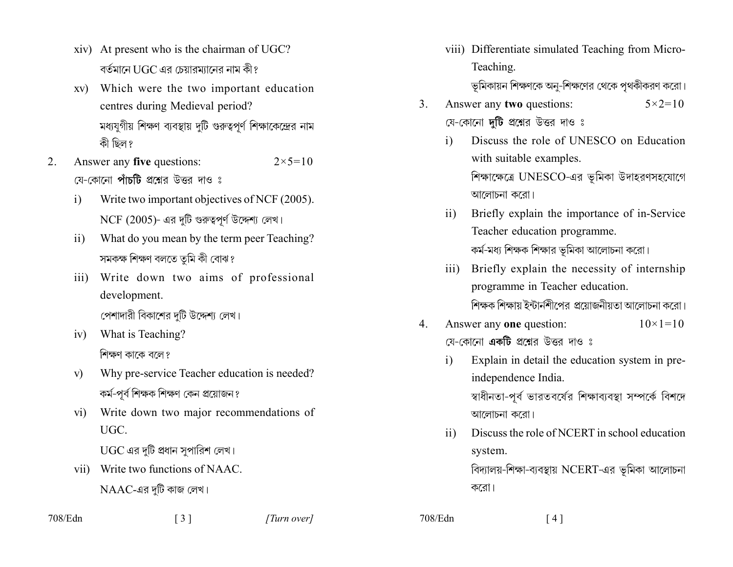xiv) At present who is the chairman of UGC?

বর্তমানে UGC এর চেয়ারম্যানের নাম কী?

xv) Which were the two important education centres during Medieval period?

মধ্যযুগীয় শিক্ষণ ব্যবস্থায় দুটি গুরুত্বপূর্ণ শিক্ষাকেন্দ্রের নাম কী ছিল?

2. Answer any **five** questions: $2\times5=10$

যে-কোনো **পাঁচটি** প্রশ্নের উত্তর দাও :

i) Write two important objectives of NCF (2005).

NCF (2005)- এর দুটি গুরুত্বপূর্ণ উদ্দেশ্য লেখ।

ii) What do you mean by the term peer Teaching?

সমকক্ষ শিক্ষণ বলতে তুমি কী বোঝ?

iii) Write down two aims of professional development.

পেশাদারী বিকাশের দুটি উদ্দেশ্য লেখ।

iv) What is Teaching?

শিক্ষণ কাকে বলে?

v) Why pre-service Teacher education is needed?

কর্ম-পূর্ব শিক্ষক শিক্ষণ কেন প্রয়োজন?

vi) Write down two major recommendations of UGC.

UGC এর দুটি প্রধান সুপারিশ লেখ।

vii) Write two functions of NAAC.

NAAC-এর দুটি কাজ লেখ।

viii) Differentiate simulated Teaching from Micro-Teaching.

ভূমিকায়ন শিক্ষণকে অনু-শিক্ষণের থেকে পৃথকীকরণ করো।

3. Answer any **two** questions: $5\times2=10$

যে-কোনো **দুটি** প্রশ্নের উত্তর দাও :

i) Discuss the role of UNESCO on Education with suitable examples.

শিক্ষাক্ষেত্রে UNESCO-এর ভূমিকা উদাহরণসহযোগে আলোচনা করো।

ii) Briefly explain the importance of in-Service Teacher education programme.

কর্ম-মধ্য শিক্ষক শিক্ষার ভূমিকা আলোচনা করো।

iii) Briefly explain the necessity of internship programme in Teacher education.

শিক্ষক শিক্ষায় ইন্টার্নশীপের প্রয়োজনীয়তা আলোচনা করো।

4. Answer any **one** question: $10\times1=10$

যে-কোনো **একটি** প্রশ্নের উত্তর দাও :

i) Explain in detail the education system in pre-independence India.

স্বাধীনতা-পূর্ব ভারতবর্ষের শিক্ষাব্যবস্থা সম্পর্কে বিশদে আলোচনা করো।

ii) Discuss the role of NCERT in school education system.

বিদ্যালয়-শিক্ষা-ব্যবস্থায় NCERT-এর ভূমিকা আলোচনা করো।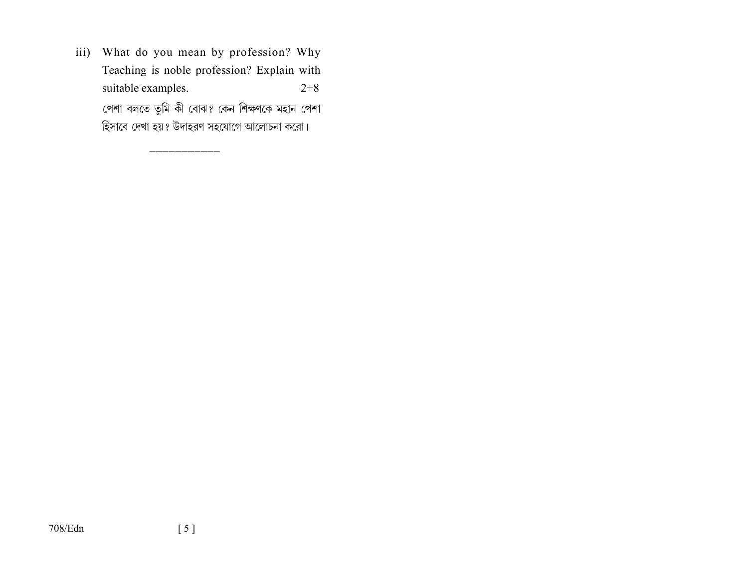iii) What do you mean by profession? Why Teaching is noble profession? Explain with suitable examples. 2+8

পেশা বলতে তুমি কী বোঝ? কেন শিক্ষণকে মহান পেশা হিসাবে দেখা হয়? উদাহরণ সহযোগে আলোচনা করো।

___________